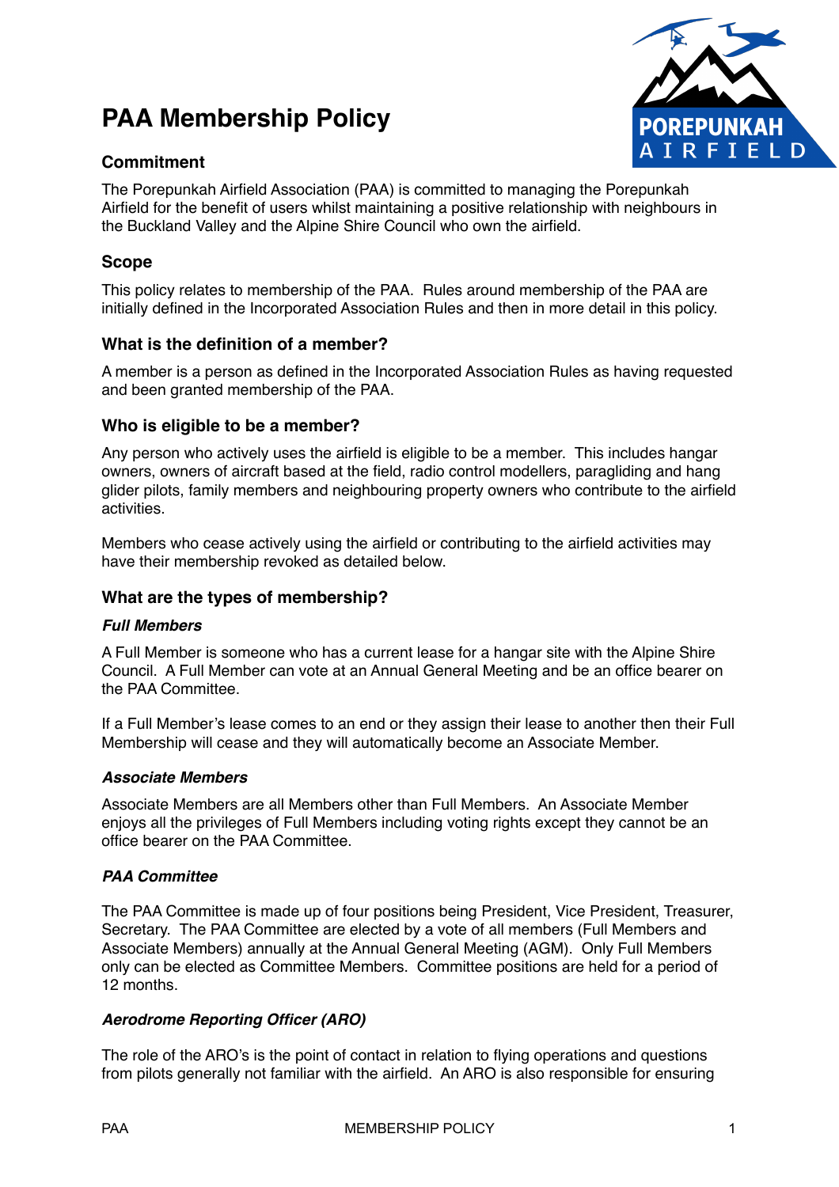# PAA Membership Policy

## Commitment

The Porepunkah Airfield Association (PAA) is committed to managing the Porepunkah Airfield for the benefit of users whilst maintaining a positive relationship with neighbours in the Buckland Valley and the Alpine Shire Council who own the airfield.

## Scope

This policy relates to membership of the PAA. Rules around membership of the PAA are initially defined in the Incorporated Association Rules and then in more detail in this policy.

## What is the definition of a member?

A member is a person as defined in the Incorporated Association Rules as having requested and been granted membership of the PAA.

## Who is eligible to be a member?

Any person who actively uses the airfield is eligible to be a member. This includes hangar owners, owners of aircraft based at the field, radio control modellers, paragliding and hang glider pilots, family members and neighbouring property owners who contribute to the airfield activities.

Members who cease actively using the airfield or contributing to the airfield activities may have their membership revoked as detailed below.

## What are the types of membership?

### *Full Members*

A Full Member is someone who has a current lease for a hangar site with the Alpine Shire Council. A Full Member can vote at an Annual General Meeting and be an office bearer on the PAA Committee.

If a Full Member's lease comes to an end or they assign their lease to another then their Full Membership will cease and they will automatically become an Associate Member.

### *Associate Members*

Associate Members are all Members other than Full Members. An Associate Member enjoys all the privileges of Full Members including voting rights except they cannot be an office bearer on the PAA Committee.

### *PAA Committee*

The PAA Committee is made up of four positions being President, Vice President, Treasurer, Secretary. The PAA Committee are elected by a vote of all members (Full Members and Associate Members) annually at the Annual General Meeting (AGM). Only Full Members only can be elected as Committee Members. Committee positions are held for a period of 12 months.

### *Aerodrome Reporting Officer (ARO)*

The role of the ARO's is the point of contact in relation to flying operations and questions from pilots generally not familiar with the airfield. An ARO is also responsible for ensuring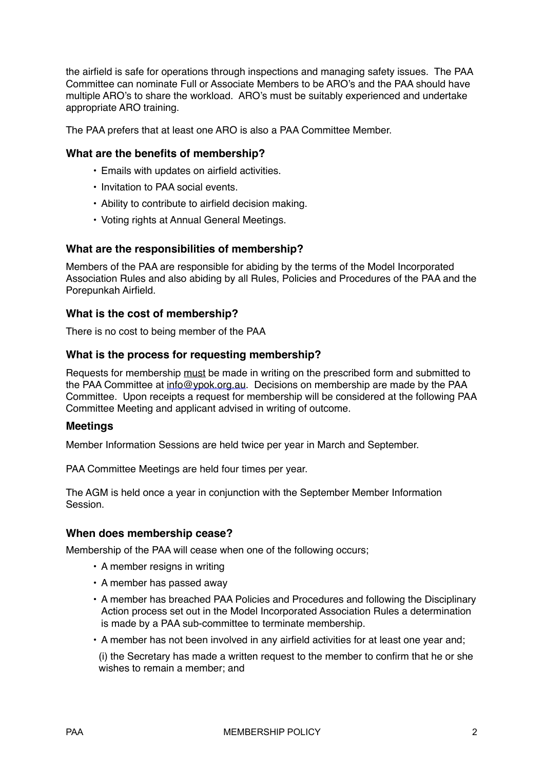the airfield is safe for operations through inspections and managing safety issues. The PAA Committee can nominate Full or Associate Members to be ARO's and the PAA should have multiple ARO's to share the workload. ARO's must be suitably experienced and undertake appropriate ARO training.

The PAA prefers that at least one ARO is also a PAA Committee Member.

### What are the benefits of membership?

- Emails with updates on airfield activities.
- Invitation to PAA social events.
- Ability to contribute to airfield decision making.
- Voting rights at Annual General Meetings.

### What are the responsibilities of membership?

Members of the PAA are responsible for abiding by the terms of the Model Incorporated Association Rules and also abiding by all Rules, Policies and Procedures of the PAA and the Porepunkah Airfield.

### What is the cost of membership?

There is no cost to being member of the PAA

### What is the process for requesting membership?

Requests for membership <u>must</u> be made in writing on the prescribed form and submitted to the PAA Committee at info@ypok.org.au. Decisions on membership are made by the PAA Committee. Upon receipts a request for membership will be considered at the following PAA Committee Meeting and applicant advised in writing of outcome.

### Meetings

Member Information Sessions are held twice per year in March and September.

PAA Committee Meetings are held four times per year.

The AGM is held once a year in conjunction with the September Member Information Session.

### When does membership cease?

Membership of the PAA will cease when one of the following occurs;

- A member resigns in writing
- A member has passed away
- A member has breached PAA Policies and Procedures and following the Disciplinary Action process set out in the Model Incorporated Association Rules a determination is made by a PAA sub-committee to terminate membership.
- A member has not been involved in any airfield activities for at least one year and;

  (i) the Secretary has made a written request to the member to confirm that he or she wishes to remain a member; and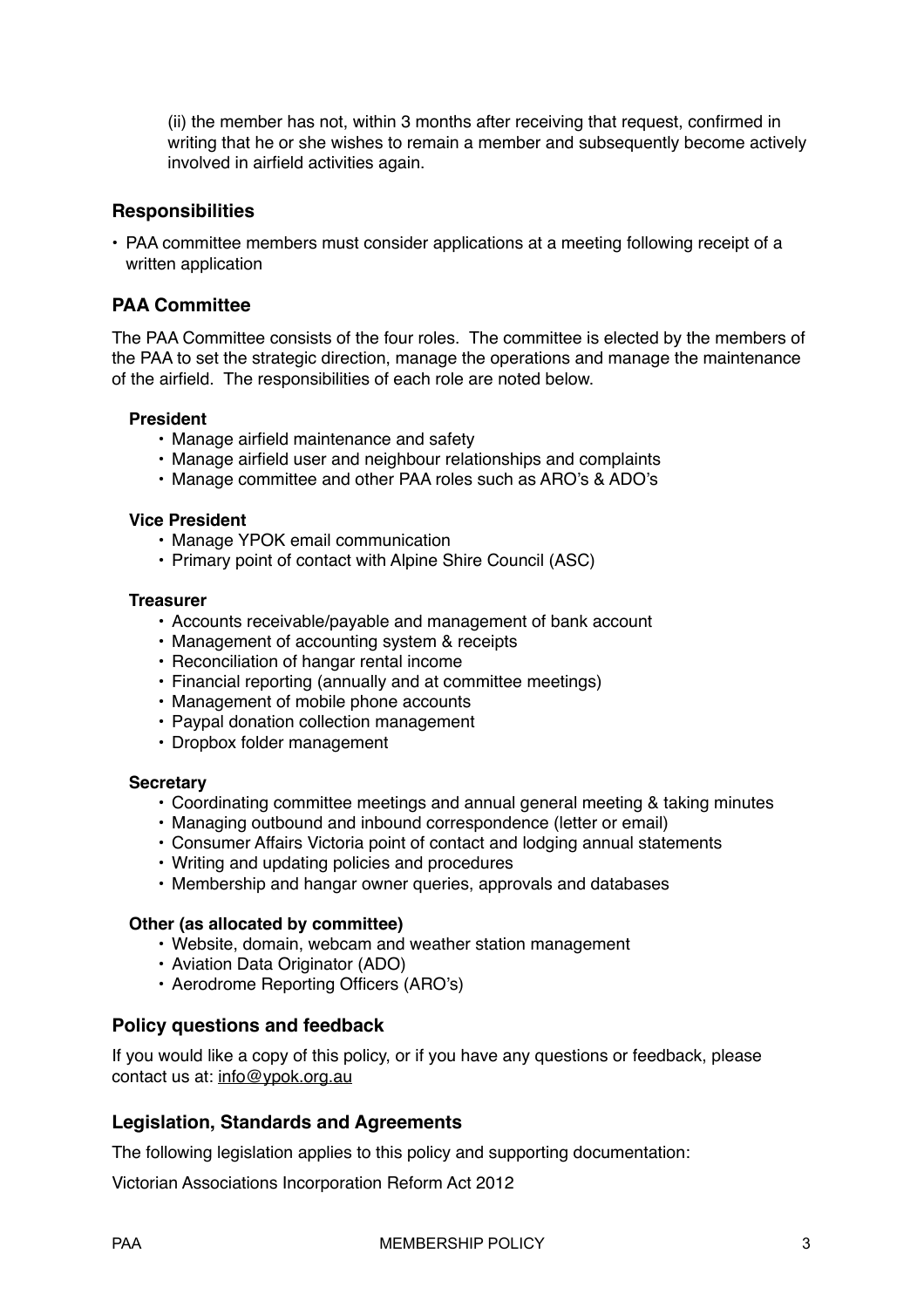(ii) the member has not, within 3 months after receiving that request, confirmed in writing that he or she wishes to remain a member and subsequently become actively involved in airfield activities again.

## Responsibilities

- PAA committee members must consider applications at a meeting following receipt of a written application

## PAA Committee

The PAA Committee consists of the four roles. The committee is elected by the members of the PAA to set the strategic direction, manage the operations and manage the maintenance of the airfield. The responsibilities of each role are noted below.

**President**

- Manage airfield maintenance and safety
- Manage airfield user and neighbour relationships and complaints
- Manage committee and other PAA roles such as ARO's & ADO's

**Vice President**

- Manage YPOK email communication
- Primary point of contact with Alpine Shire Council (ASC)

**Treasurer**

- Accounts receivable/payable and management of bank account
- Management of accounting system & receipts
- Reconciliation of hangar rental income
- Financial reporting (annually and at committee meetings)
- Management of mobile phone accounts
- Paypal donation collection management
- Dropbox folder management

**Secretary**

- Coordinating committee meetings and annual general meeting & taking minutes
- Managing outbound and inbound correspondence (letter or email)
- Consumer Affairs Victoria point of contact and lodging annual statements
- Writing and updating policies and procedures
- Membership and hangar owner queries, approvals and databases

**Other (as allocated by committee)**

- Website, domain, webcam and weather station management
- Aviation Data Originator (ADO)
- Aerodrome Reporting Officers (ARO's)

## Policy questions and feedback

If you would like a copy of this policy, or if you have any questions or feedback, please contact us at: info@ypok.org.au

## Legislation, Standards and Agreements

The following legislation applies to this policy and supporting documentation:

Victorian Associations Incorporation Reform Act 2012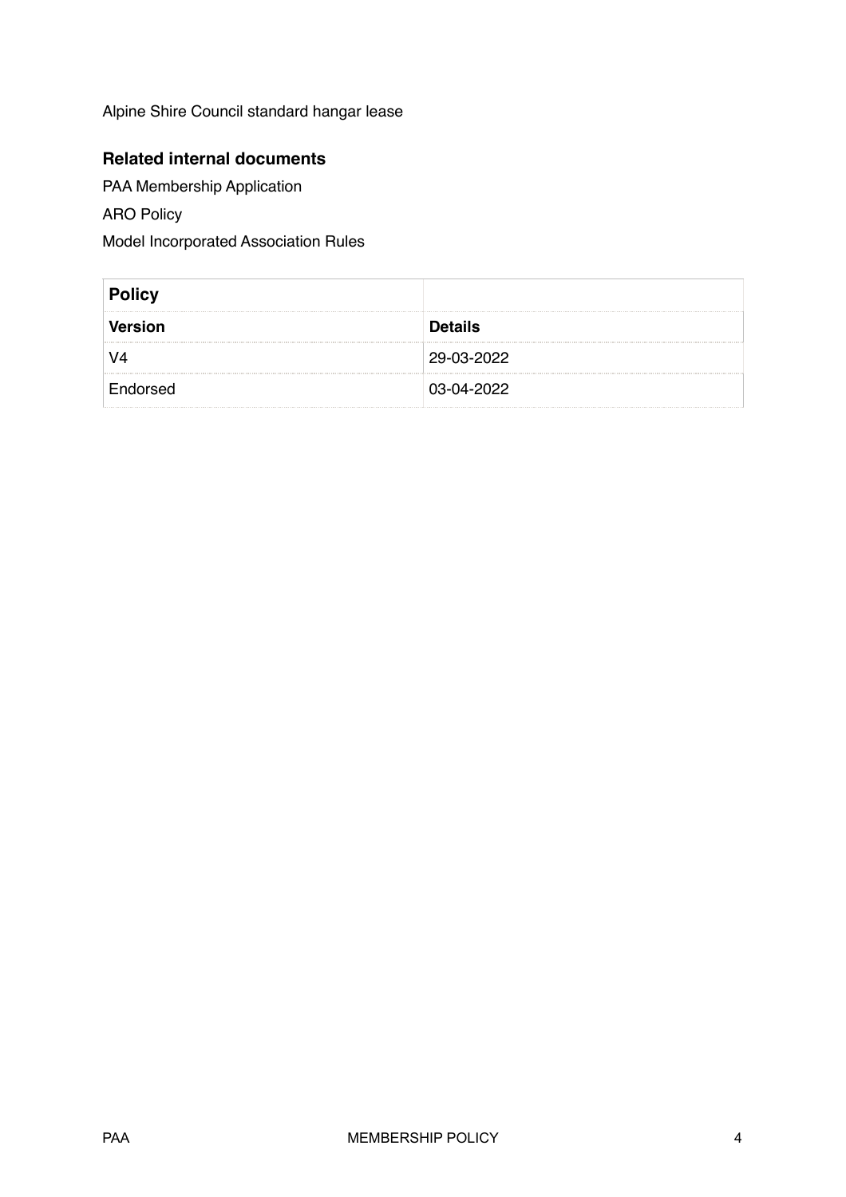Alpine Shire Council standard hangar lease

## Related internal documents

PAA Membership Application

ARO Policy

Model Incorporated Association Rules

| **Policy** | |
|---|---|
| **Version** | **Details** |
| V4 | 29-03-2022 |
| Endorsed | 03-04-2022 |